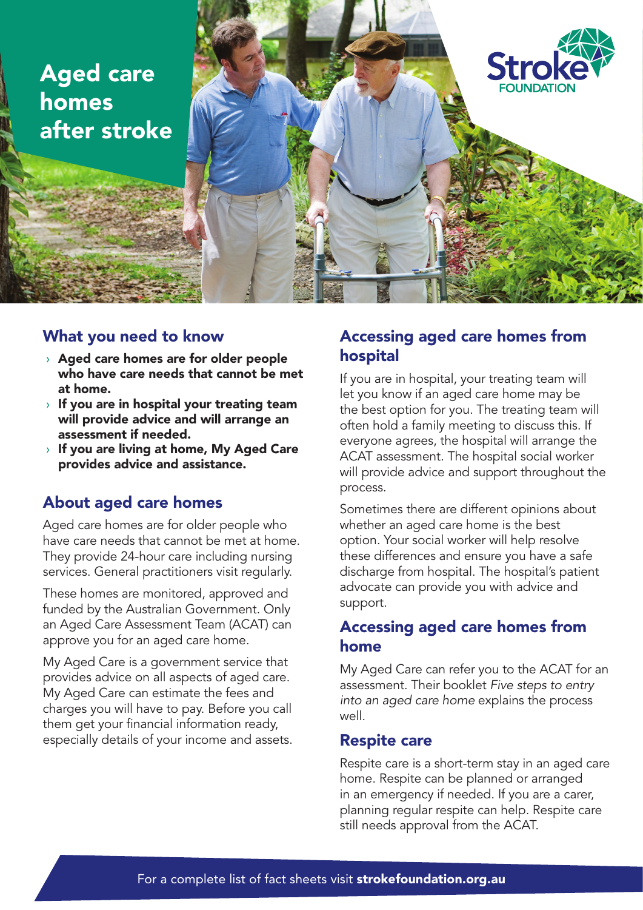# Aged care homes after stroke

## What you need to know

- **Aged care homes are for older people who have care needs that cannot be met at home.**
- **If you are in hospital your treating team will provide advice and will arrange an assessment if needed.**
- **If you are living at home, My Aged Care provides advice and assistance.**

## About aged care homes

Aged care homes are for older people who have care needs that cannot be met at home. They provide 24-hour care including nursing services. General practitioners visit regularly.

These homes are monitored, approved and funded by the Australian Government. Only an Aged Care Assessment Team (ACAT) can approve you for an aged care home.

My Aged Care is a government service that provides advice on all aspects of aged care. My Aged Care can estimate the fees and charges you will have to pay. Before you call them get your financial information ready, especially details of your income and assets.

## Accessing aged care homes from hospital

If you are in hospital, your treating team will let you know if an aged care home may be the best option for you. The treating team will often hold a family meeting to discuss this. If everyone agrees, the hospital will arrange the ACAT assessment. The hospital social worker will provide advice and support throughout the process.

Sometimes there are different opinions about whether an aged care home is the best option. Your social worker will help resolve these differences and ensure you have a safe discharge from hospital. The hospital's patient advocate can provide you with advice and support.

## Accessing aged care homes from home

My Aged Care can refer you to the ACAT for an assessment. Their booklet *Five steps to entry into an aged care home* explains the process well.

## Respite care

Respite care is a short-term stay in an aged care home. Respite can be planned or arranged in an emergency if needed. If you are a carer, planning regular respite can help. Respite care still needs approval from the ACAT.

For a complete list of fact sheets visit **strokefoundation.org.au**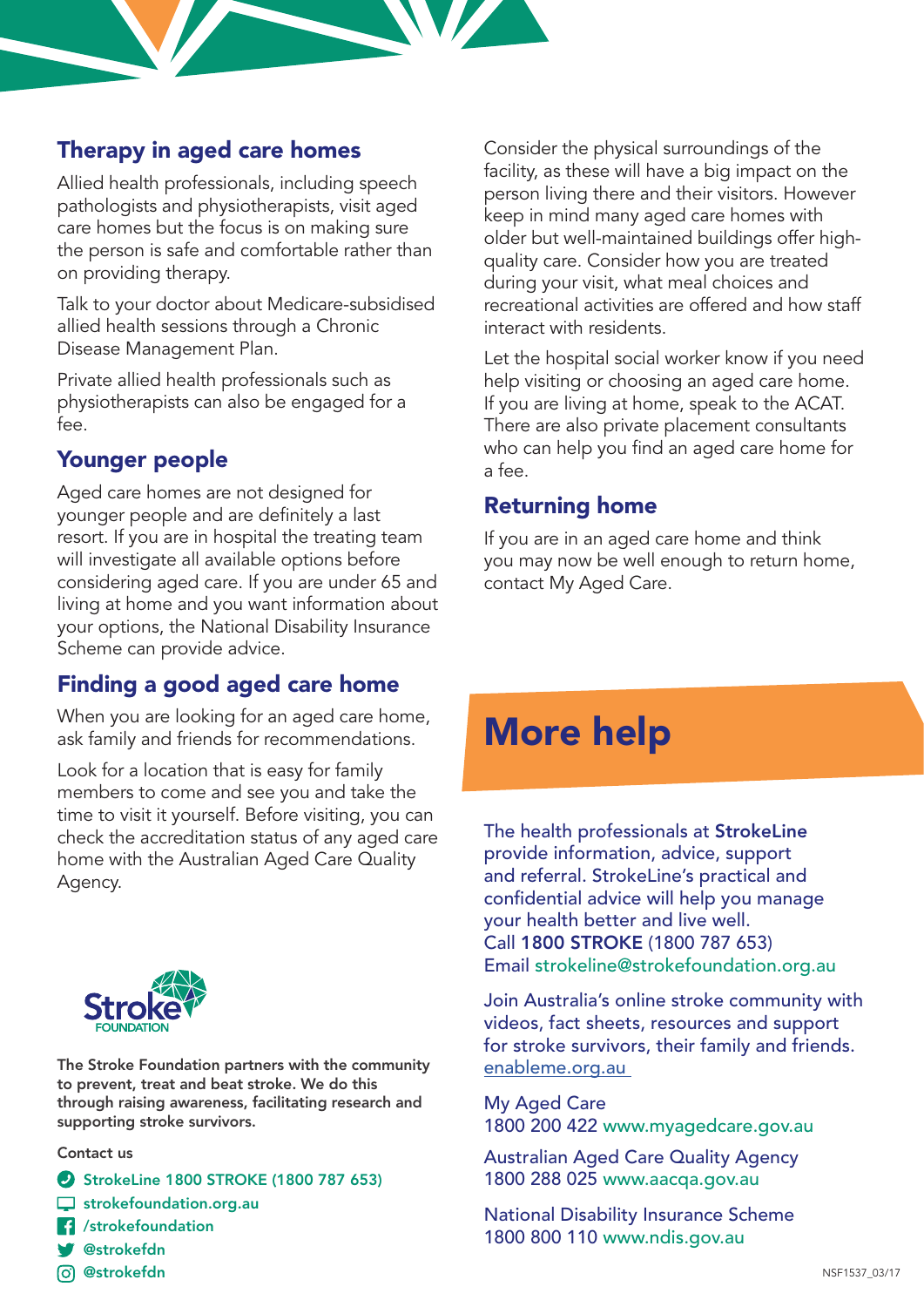## Therapy in aged care homes

Allied health professionals, including speech pathologists and physiotherapists, visit aged care homes but the focus is on making sure the person is safe and comfortable rather than on providing therapy.

Talk to your doctor about Medicare-subsidised allied health sessions through a Chronic Disease Management Plan.

Private allied health professionals such as physiotherapists can also be engaged for a fee.

## Younger people

Aged care homes are not designed for younger people and are definitely a last resort. If you are in hospital the treating team will investigate all available options before considering aged care. If you are under 65 and living at home and you want information about your options, the National Disability Insurance Scheme can provide advice.

## Finding a good aged care home

When you are looking for an aged care home, ask family and friends for recommendations.

Look for a location that is easy for family members to come and see you and take the time to visit it yourself. Before visiting, you can check the accreditation status of any aged care home with the Australian Aged Care Quality Agency.

Consider the physical surroundings of the facility, as these will have a big impact on the person living there and their visitors. However keep in mind many aged care homes with older but well-maintained buildings offer high-quality care. Consider how you are treated during your visit, what meal choices and recreational activities are offered and how staff interact with residents.

Let the hospital social worker know if you need help visiting or choosing an aged care home. If you are living at home, speak to the ACAT. There are also private placement consultants who can help you find an aged care home for a fee.

## Returning home

If you are in an aged care home and think you may now be well enough to return home, contact My Aged Care.

# More help

The health professionals at **StrokeLine** provide information, advice, support and referral. StrokeLine's practical and confidential advice will help you manage your health better and live well.
Call **1800 STROKE** (1800 787 653)
Email strokeline@strokefoundation.org.au

Join Australia's online stroke community with videos, fact sheets, resources and support for stroke survivors, their family and friends.
enableme.org.au

My Aged Care
1800 200 422 www.myagedcare.gov.au

Australian Aged Care Quality Agency
1800 288 025 www.aacqa.gov.au

National Disability Insurance Scheme
1800 800 110 www.ndis.gov.au

Stroke FOUNDATION

**The Stroke Foundation partners with the community to prevent, treat and beat stroke. We do this through raising awareness, facilitating research and supporting stroke survivors.**

**Contact us**

- **StrokeLine 1800 STROKE (1800 787 653)**
- **strokefoundation.org.au**
- **/strokefoundation**
- **@strokefdn**
- **@strokefdn**

NSF1537_03/17